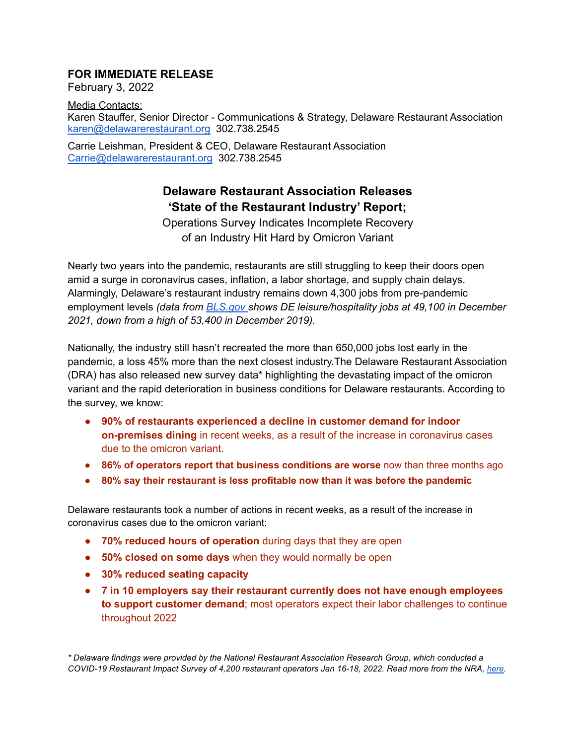**FOR IMMEDIATE RELEASE**
February 3, 2022

Media Contacts:
Karen Stauffer, Senior Director - Communications & Strategy, Delaware Restaurant Association
karen@delawarerestaurant.org 302.738.2545

Carrie Leishman, President & CEO, Delaware Restaurant Association
Carrie@delawarerestaurant.org 302.738.2545

# Delaware Restaurant Association Releases 'State of the Restaurant Industry' Report;

Operations Survey Indicates Incomplete Recovery of an Industry Hit Hard by Omicron Variant

Nearly two years into the pandemic, restaurants are still struggling to keep their doors open amid a surge in coronavirus cases, inflation, a labor shortage, and supply chain delays. Alarmingly, Delaware's restaurant industry remains down 4,300 jobs from pre-pandemic employment levels *(data from BLS.gov shows DE leisure/hospitality jobs at 49,100 in December 2021, down from a high of 53,400 in December 2019).*

Nationally, the industry still hasn't recreated the more than 650,000 jobs lost early in the pandemic, a loss 45% more than the next closest industry.The Delaware Restaurant Association (DRA) has also released new survey data* highlighting the devastating impact of the omicron variant and the rapid deterioration in business conditions for Delaware restaurants. According to the survey, we know:

- **90% of restaurants experienced a decline in customer demand for indoor on-premises dining** in recent weeks, as a result of the increase in coronavirus cases due to the omicron variant.
- **86% of operators report that business conditions are worse** now than three months ago
- **80% say their restaurant is less profitable now than it was before the pandemic**

Delaware restaurants took a number of actions in recent weeks, as a result of the increase in coronavirus cases due to the omicron variant:

- **70% reduced hours of operation** during days that they are open
- **50% closed on some days** when they would normally be open
- **30% reduced seating capacity**
- **7 in 10 employers say their restaurant currently does not have enough employees to support customer demand**; most operators expect their labor challenges to continue throughout 2022

*\* Delaware findings were provided by the National Restaurant Association Research Group, which conducted a COVID-19 Restaurant Impact Survey of 4,200 restaurant operators Jan 16-18, 2022. Read more from the NRA, here.*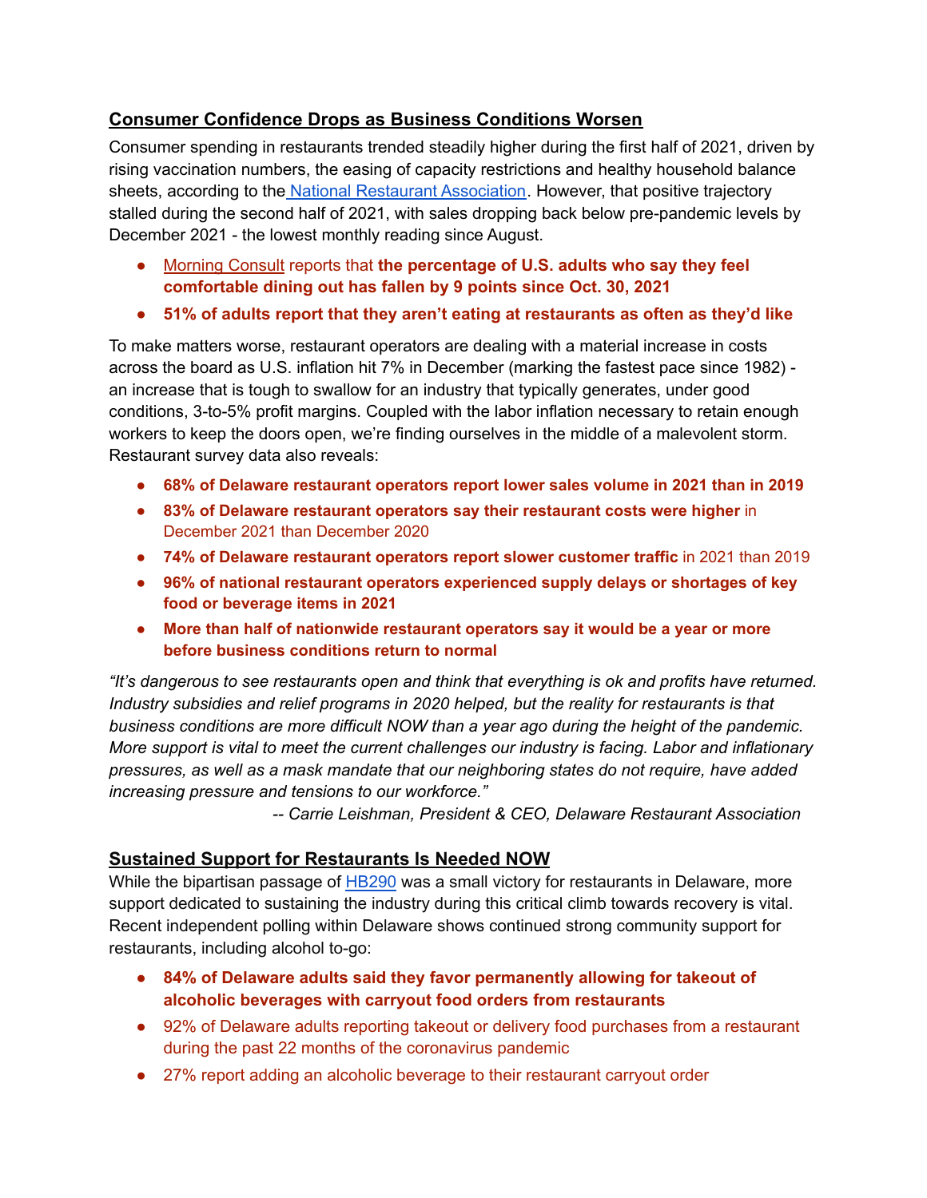## Consumer Confidence Drops as Business Conditions Worsen

Consumer spending in restaurants trended steadily higher during the first half of 2021, driven by rising vaccination numbers, the easing of capacity restrictions and healthy household balance sheets, according to the National Restaurant Association. However, that positive trajectory stalled during the second half of 2021, with sales dropping back below pre-pandemic levels by December 2021 - the lowest monthly reading since August.

- Morning Consult reports that **the percentage of U.S. adults who say they feel comfortable dining out has fallen by 9 points since Oct. 30, 2021**
- **51% of adults report that they aren't eating at restaurants as often as they'd like**

To make matters worse, restaurant operators are dealing with a material increase in costs across the board as U.S. inflation hit 7% in December (marking the fastest pace since 1982) - an increase that is tough to swallow for an industry that typically generates, under good conditions, 3-to-5% profit margins. Coupled with the labor inflation necessary to retain enough workers to keep the doors open, we're finding ourselves in the middle of a malevolent storm. Restaurant survey data also reveals:

- **68% of Delaware restaurant operators report lower sales volume in 2021 than in 2019**
- **83% of Delaware restaurant operators say their restaurant costs were higher** in December 2021 than December 2020
- **74% of Delaware restaurant operators report slower customer traffic** in 2021 than 2019
- **96% of national restaurant operators experienced supply delays or shortages of key food or beverage items in 2021**
- **More than half of nationwide restaurant operators say it would be a year or more before business conditions return to normal**

*"It's dangerous to see restaurants open and think that everything is ok and profits have returned. Industry subsidies and relief programs in 2020 helped, but the reality for restaurants is that business conditions are more difficult NOW than a year ago during the height of the pandemic. More support is vital to meet the current challenges our industry is facing. Labor and inflationary pressures, as well as a mask mandate that our neighboring states do not require, have added increasing pressure and tensions to our workforce."*

*-- Carrie Leishman, President & CEO, Delaware Restaurant Association*

## Sustained Support for Restaurants Is Needed NOW

While the bipartisan passage of HB290 was a small victory for restaurants in Delaware, more support dedicated to sustaining the industry during this critical climb towards recovery is vital. Recent independent polling within Delaware shows continued strong community support for restaurants, including alcohol to-go:

- **84% of Delaware adults said they favor permanently allowing for takeout of alcoholic beverages with carryout food orders from restaurants**
- 92% of Delaware adults reporting takeout or delivery food purchases from a restaurant during the past 22 months of the coronavirus pandemic
- 27% report adding an alcoholic beverage to their restaurant carryout order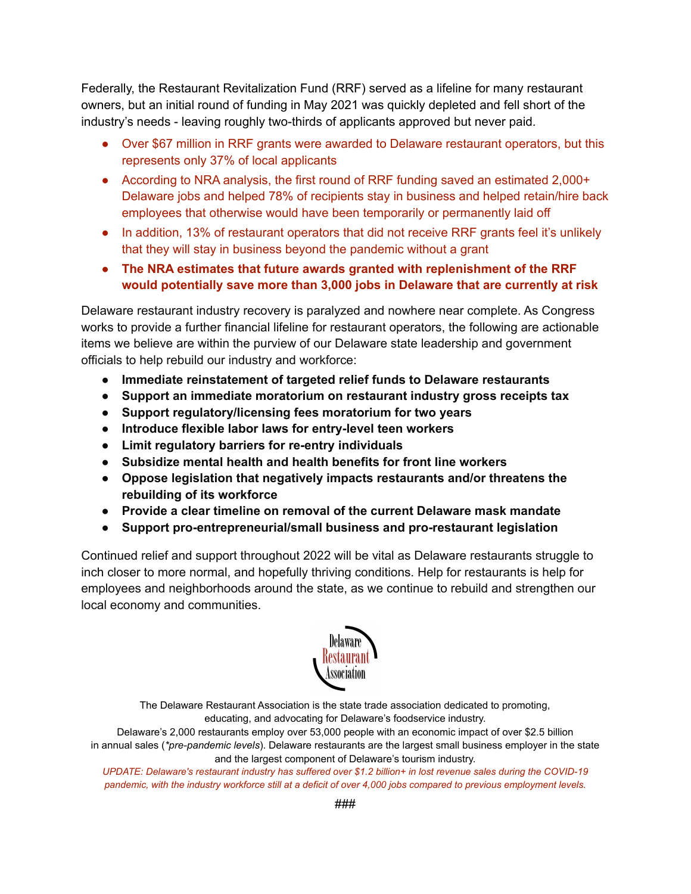Federally, the Restaurant Revitalization Fund (RRF) served as a lifeline for many restaurant owners, but an initial round of funding in May 2021 was quickly depleted and fell short of the industry's needs - leaving roughly two-thirds of applicants approved but never paid.

- Over $67 million in RRF grants were awarded to Delaware restaurant operators, but this represents only 37% of local applicants
- According to NRA analysis, the first round of RRF funding saved an estimated 2,000+ Delaware jobs and helped 78% of recipients stay in business and helped retain/hire back employees that otherwise would have been temporarily or permanently laid off
- In addition, 13% of restaurant operators that did not receive RRF grants feel it's unlikely that they will stay in business beyond the pandemic without a grant
- **The NRA estimates that future awards granted with replenishment of the RRF would potentially save more than 3,000 jobs in Delaware that are currently at risk**

Delaware restaurant industry recovery is paralyzed and nowhere near complete. As Congress works to provide a further financial lifeline for restaurant operators, the following are actionable items we believe are within the purview of our Delaware state leadership and government officials to help rebuild our industry and workforce:

- **Immediate reinstatement of targeted relief funds to Delaware restaurants**
- **Support an immediate moratorium on restaurant industry gross receipts tax**
- **Support regulatory/licensing fees moratorium for two years**
- **Introduce flexible labor laws for entry-level teen workers**
- **Limit regulatory barriers for re-entry individuals**
- **Subsidize mental health and health benefits for front line workers**
- **Oppose legislation that negatively impacts restaurants and/or threatens the rebuilding of its workforce**
- **Provide a clear timeline on removal of the current Delaware mask mandate**
- **Support pro-entrepreneurial/small business and pro-restaurant legislation**

Continued relief and support throughout 2022 will be vital as Delaware restaurants struggle to inch closer to more normal, and hopefully thriving conditions. Help for restaurants is help for employees and neighborhoods around the state, as we continue to rebuild and strengthen our local economy and communities.

Delaware Restaurant Association

The Delaware Restaurant Association is the state trade association dedicated to promoting, educating, and advocating for Delaware's foodservice industry.
Delaware's 2,000 restaurants employ over 53,000 people with an economic impact of over $2.5 billion in annual sales (*\*pre-pandemic levels*). Delaware restaurants are the largest small business employer in the state and the largest component of Delaware's tourism industry.

*UPDATE: Delaware's restaurant industry has suffered over $1.2 billion+ in lost revenue sales during the COVID-19 pandemic, with the industry workforce still at a deficit of over 4,000 jobs compared to previous employment levels.*

###